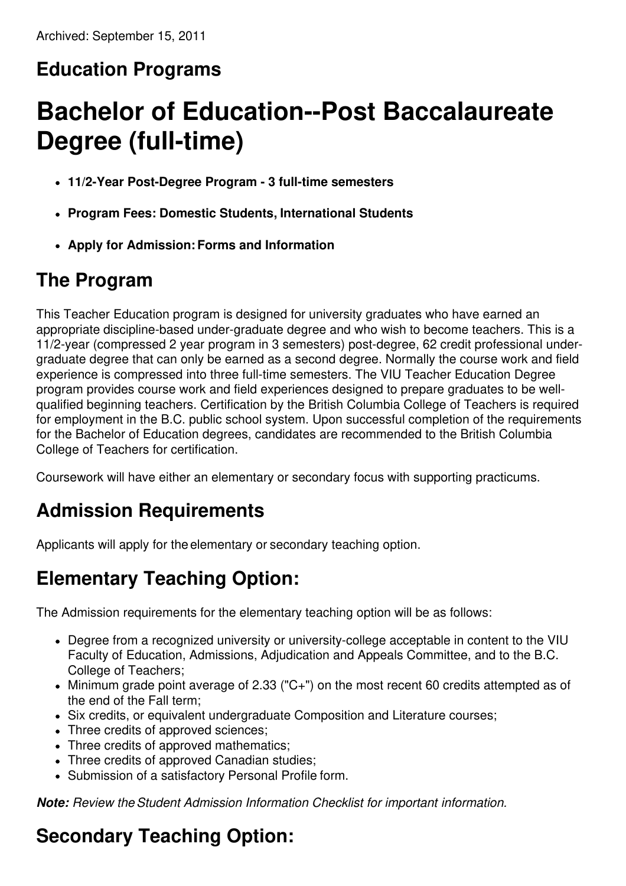Archived: September 15, 2011

## Education Programs

# Bachelor of Education--Post Baccalaureate Degree (full-time)

- **11/2-Year Post-Degree Program - 3 full-time semesters**
- **Program Fees: Domestic Students, International Students**
- **Apply for Admission: Forms and Information**

## The Program

This Teacher Education program is designed for university graduates who have earned an appropriate discipline-based under-graduate degree and who wish to become teachers. This is a 11/2-year (compressed 2 year program in 3 semesters) post-degree, 62 credit professional under-graduate degree that can only be earned as a second degree. Normally the course work and field experience is compressed into three full-time semesters. The VIU Teacher Education Degree program provides course work and field experiences designed to prepare graduates to be well-qualified beginning teachers. Certification by the British Columbia College of Teachers is required for employment in the B.C. public school system. Upon successful completion of the requirements for the Bachelor of Education degrees, candidates are recommended to the British Columbia College of Teachers for certification.

Coursework will have either an elementary or secondary focus with supporting practicums.

## Admission Requirements

Applicants will apply for the elementary or secondary teaching option.

## Elementary Teaching Option:

The Admission requirements for the elementary teaching option will be as follows:

- Degree from a recognized university or university-college acceptable in content to the VIU Faculty of Education, Admissions, Adjudication and Appeals Committee, and to the B.C. College of Teachers;
- Minimum grade point average of 2.33 ("C+") on the most recent 60 credits attempted as of the end of the Fall term;
- Six credits, or equivalent undergraduate Composition and Literature courses;
- Three credits of approved sciences;
- Three credits of approved mathematics;
- Three credits of approved Canadian studies;
- Submission of a satisfactory Personal Profile form.

***Note:*** *Review the Student Admission Information Checklist for important information.*

## Secondary Teaching Option: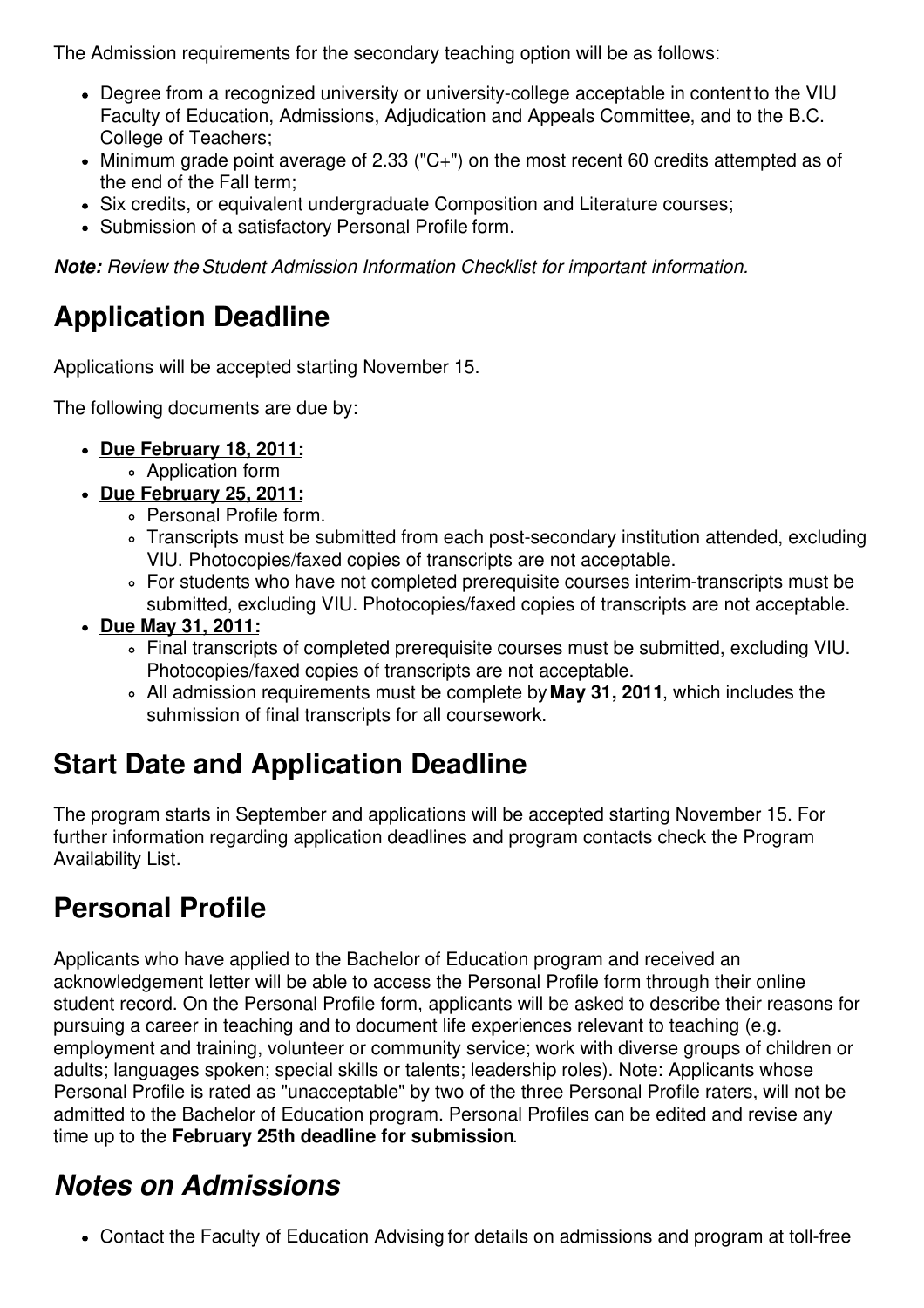The Admission requirements for the secondary teaching option will be as follows:

- Degree from a recognized university or university-college acceptable in content to the VIU Faculty of Education, Admissions, Adjudication and Appeals Committee, and to the B.C. College of Teachers;
- Minimum grade point average of 2.33 ("C+") on the most recent 60 credits attempted as of the end of the Fall term;
- Six credits, or equivalent undergraduate Composition and Literature courses;
- Submission of a satisfactory Personal Profile form.

***Note:*** *Review the Student Admission Information Checklist for important information.*

## Application Deadline

Applications will be accepted starting November 15.

The following documents are due by:

- **Due February 18, 2011:**
  - Application form
- **Due February 25, 2011:**
  - Personal Profile form.
  - Transcripts must be submitted from each post-secondary institution attended, excluding VIU. Photocopies/faxed copies of transcripts are not acceptable.
  - For students who have not completed prerequisite courses interim-transcripts must be submitted, excluding VIU. Photocopies/faxed copies of transcripts are not acceptable.
- **Due May 31, 2011:**
  - Final transcripts of completed prerequisite courses must be submitted, excluding VIU. Photocopies/faxed copies of transcripts are not acceptable.
  - All admission requirements must be complete by **May 31, 2011**, which includes the suhmission of final transcripts for all coursework.

## Start Date and Application Deadline

The program starts in September and applications will be accepted starting November 15. For further information regarding application deadlines and program contacts check the Program Availability List.

## Personal Profile

Applicants who have applied to the Bachelor of Education program and received an acknowledgement letter will be able to access the Personal Profile form through their online student record. On the Personal Profile form, applicants will be asked to describe their reasons for pursuing a career in teaching and to document life experiences relevant to teaching (e.g. employment and training, volunteer or community service; work with diverse groups of children or adults; languages spoken; special skills or talents; leadership roles). Note: Applicants whose Personal Profile is rated as "unacceptable" by two of the three Personal Profile raters, will not be admitted to the Bachelor of Education program. Personal Profiles can be edited and revise any time up to the **February 25th deadline for submission**.

## *Notes on Admissions*

- Contact the Faculty of Education Advising for details on admissions and program at toll-free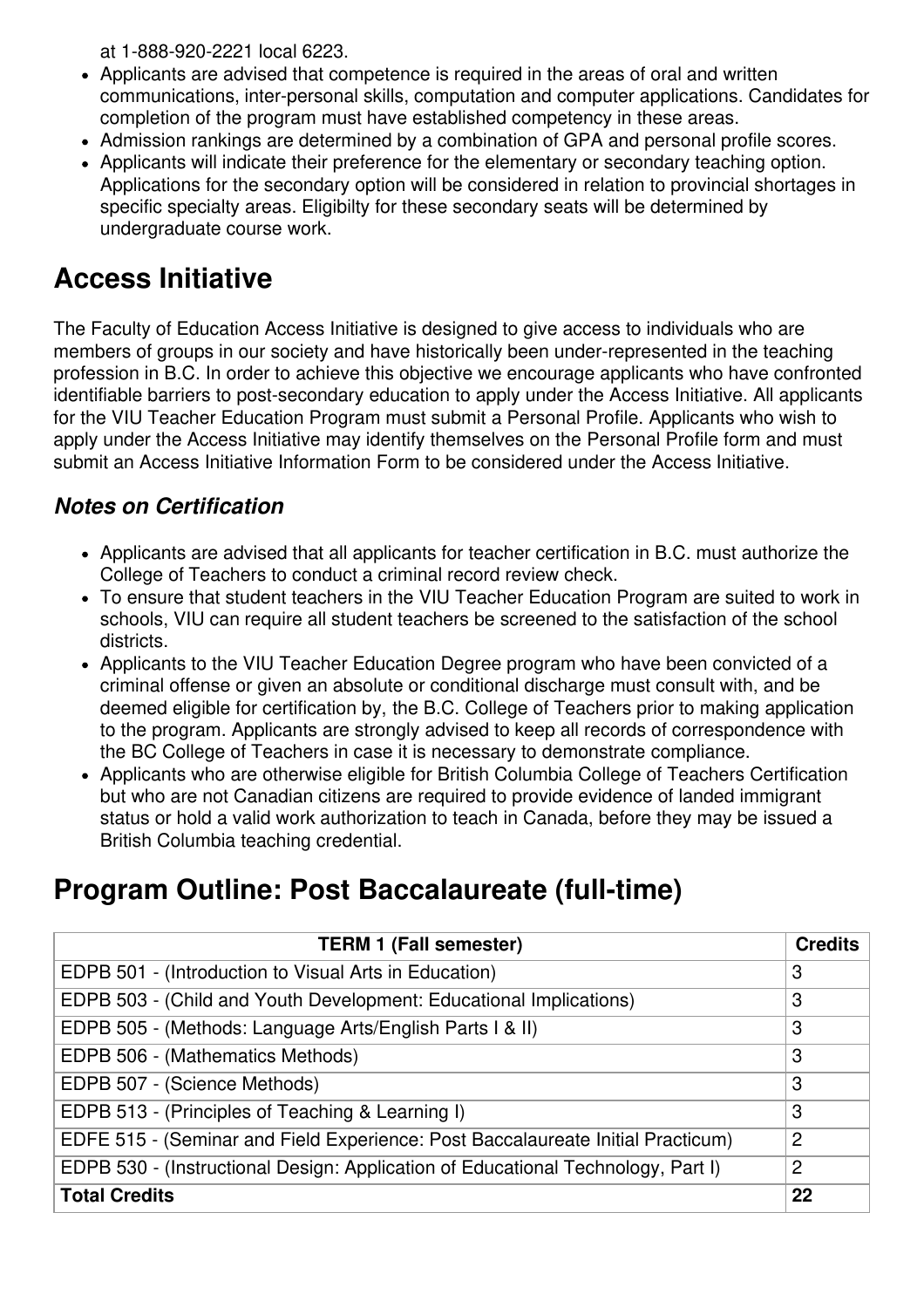at 1-888-920-2221 local 6223.

- Applicants are advised that competence is required in the areas of oral and written communications, inter-personal skills, computation and computer applications. Candidates for completion of the program must have established competency in these areas.
- Admission rankings are determined by a combination of GPA and personal profile scores.
- Applicants will indicate their preference for the elementary or secondary teaching option. Applications for the secondary option will be considered in relation to provincial shortages in specific specialty areas. Eligibilty for these secondary seats will be determined by undergraduate course work.

## Access Initiative

The Faculty of Education Access Initiative is designed to give access to individuals who are members of groups in our society and have historically been under-represented in the teaching profession in B.C. In order to achieve this objective we encourage applicants who have confronted identifiable barriers to post-secondary education to apply under the Access Initiative. All applicants for the VIU Teacher Education Program must submit a Personal Profile. Applicants who wish to apply under the Access Initiative may identify themselves on the Personal Profile form and must submit an Access Initiative Information Form to be considered under the Access Initiative.

### *Notes on Certification*

- Applicants are advised that all applicants for teacher certification in B.C. must authorize the College of Teachers to conduct a criminal record review check.
- To ensure that student teachers in the VIU Teacher Education Program are suited to work in schools, VIU can require all student teachers be screened to the satisfaction of the school districts.
- Applicants to the VIU Teacher Education Degree program who have been convicted of a criminal offense or given an absolute or conditional discharge must consult with, and be deemed eligible for certification by, the B.C. College of Teachers prior to making application to the program. Applicants are strongly advised to keep all records of correspondence with the BC College of Teachers in case it is necessary to demonstrate compliance.
- Applicants who are otherwise eligible for British Columbia College of Teachers Certification but who are not Canadian citizens are required to provide evidence of landed immigrant status or hold a valid work authorization to teach in Canada, before they may be issued a British Columbia teaching credential.

## Program Outline: Post Baccalaureate (full-time)

| TERM 1 (Fall semester) | Credits |
|---|---|
| EDPB 501 - (Introduction to Visual Arts in Education) | 3 |
| EDPB 503 - (Child and Youth Development: Educational Implications) | 3 |
| EDPB 505 - (Methods: Language Arts/English Parts I & II) | 3 |
| EDPB 506 - (Mathematics Methods) | 3 |
| EDPB 507 - (Science Methods) | 3 |
| EDPB 513 - (Principles of Teaching & Learning I) | 3 |
| EDFE 515 - (Seminar and Field Experience: Post Baccalaureate Initial Practicum) | 2 |
| EDPB 530 - (Instructional Design: Application of Educational Technology, Part I) | 2 |
| **Total Credits** | **22** |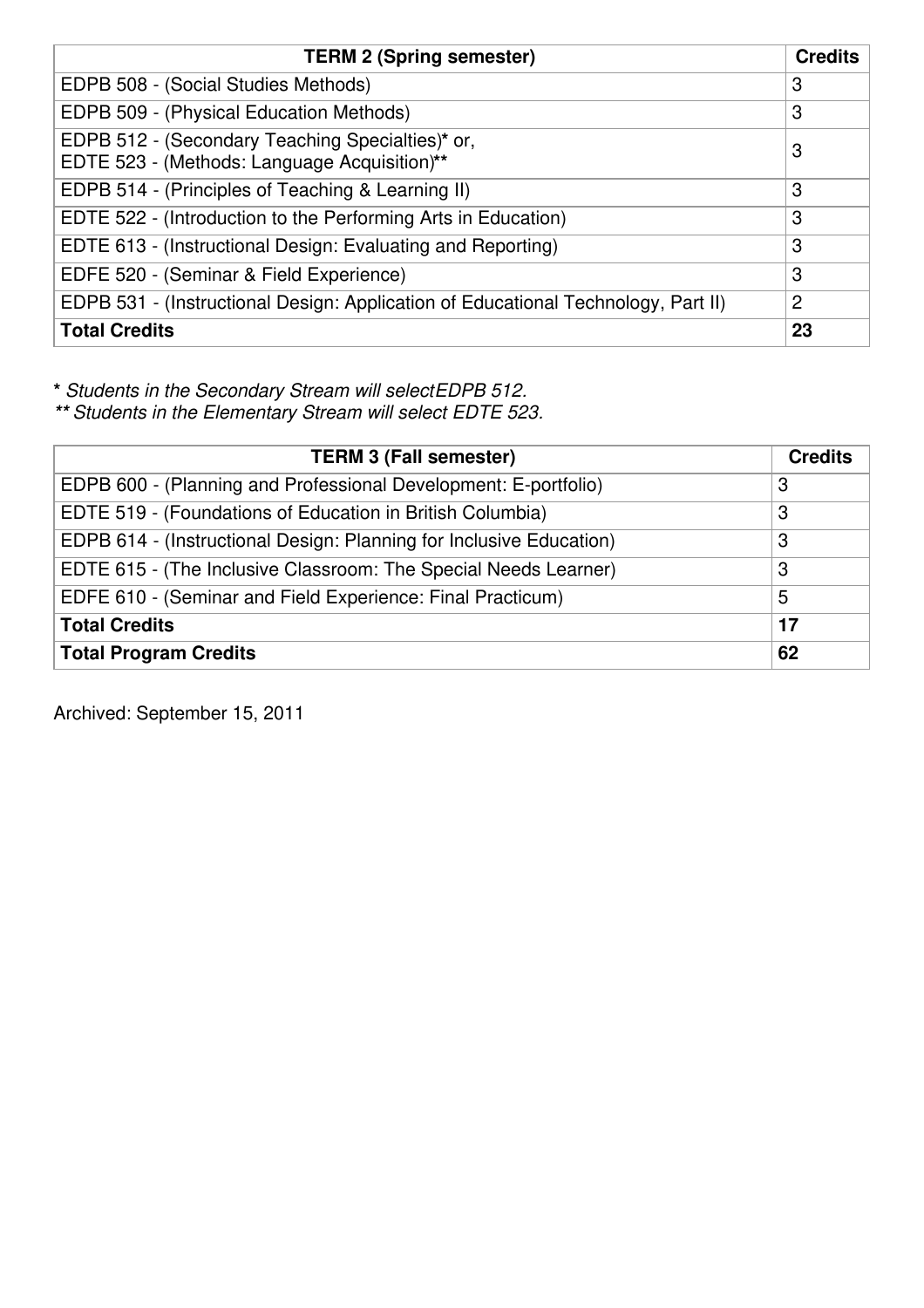| TERM 2 (Spring semester) | Credits |
| --- | --- |
| EDPB 508 - (Social Studies Methods) | 3 |
| EDPB 509 - (Physical Education Methods) | 3 |
| EDPB 512 - (Secondary Teaching Specialties)* or, EDTE 523 - (Methods: Language Acquisition)** | 3 |
| EDPB 514 - (Principles of Teaching & Learning II) | 3 |
| EDTE 522 - (Introduction to the Performing Arts in Education) | 3 |
| EDTE 613 - (Instructional Design: Evaluating and Reporting) | 3 |
| EDFE 520 - (Seminar & Field Experience) | 3 |
| EDPB 531 - (Instructional Design: Application of Educational Technology, Part II) | 2 |
| **Total Credits** | **23** |

**\*** *Students in the Secondary Stream will selectEDPB 512.*
*\*\* Students in the Elementary Stream will select EDTE 523.*

| TERM 3 (Fall semester) | Credits |
| --- | --- |
| EDPB 600 - (Planning and Professional Development: E-portfolio) | 3 |
| EDTE 519 - (Foundations of Education in British Columbia) | 3 |
| EDPB 614 - (Instructional Design: Planning for Inclusive Education) | 3 |
| EDTE 615 - (The Inclusive Classroom: The Special Needs Learner) | 3 |
| EDFE 610 - (Seminar and Field Experience: Final Practicum) | 5 |
| **Total Credits** | **17** |
| **Total Program Credits** | **62** |

Archived: September 15, 2011